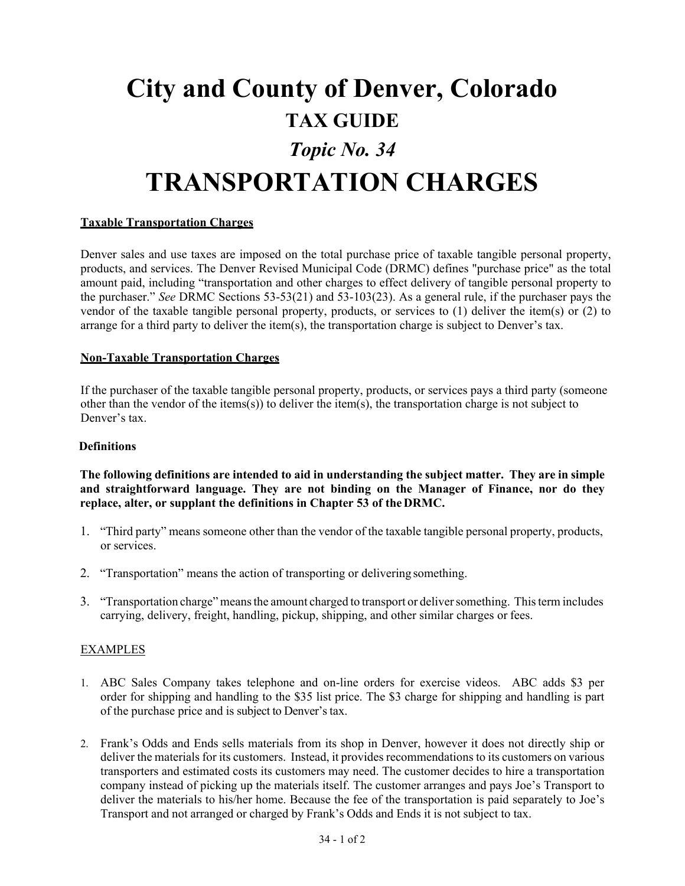# City and County of Denver, Colorado

## TAX GUIDE

### *Topic No. 34*

# TRANSPORTATION CHARGES

**Taxable Transportation Charges**

Denver sales and use taxes are imposed on the total purchase price of taxable tangible personal property, products, and services. The Denver Revised Municipal Code (DRMC) defines "purchase price" as the total amount paid, including "transportation and other charges to effect delivery of tangible personal property to the purchaser." *See* DRMC Sections 53-53(21) and 53-103(23). As a general rule, if the purchaser pays the vendor of the taxable tangible personal property, products, or services to (1) deliver the item(s) or (2) to arrange for a third party to deliver the item(s), the transportation charge is subject to Denver's tax.

**Non-Taxable Transportation Charges**

If the purchaser of the taxable tangible personal property, products, or services pays a third party (someone other than the vendor of the items(s)) to deliver the item(s), the transportation charge is not subject to Denver's tax.

**Definitions**

**The following definitions are intended to aid in understanding the subject matter. They are in simple and straightforward language. They are not binding on the Manager of Finance, nor do they replace, alter, or supplant the definitions in Chapter 53 of the DRMC.**

1. "Third party" means someone other than the vendor of the taxable tangible personal property, products, or services.
2. "Transportation" means the action of transporting or delivering something.
3. "Transportation charge" means the amount charged to transport or deliver something. This term includes carrying, delivery, freight, handling, pickup, shipping, and other similar charges or fees.

EXAMPLES

1. ABC Sales Company takes telephone and on-line orders for exercise videos. ABC adds $3 per order for shipping and handling to the $35 list price. The $3 charge for shipping and handling is part of the purchase price and is subject to Denver's tax.
2. Frank's Odds and Ends sells materials from its shop in Denver, however it does not directly ship or deliver the materials for its customers. Instead, it provides recommendations to its customers on various transporters and estimated costs its customers may need. The customer decides to hire a transportation company instead of picking up the materials itself. The customer arranges and pays Joe's Transport to deliver the materials to his/her home. Because the fee of the transportation is paid separately to Joe's Transport and not arranged or charged by Frank's Odds and Ends it is not subject to tax.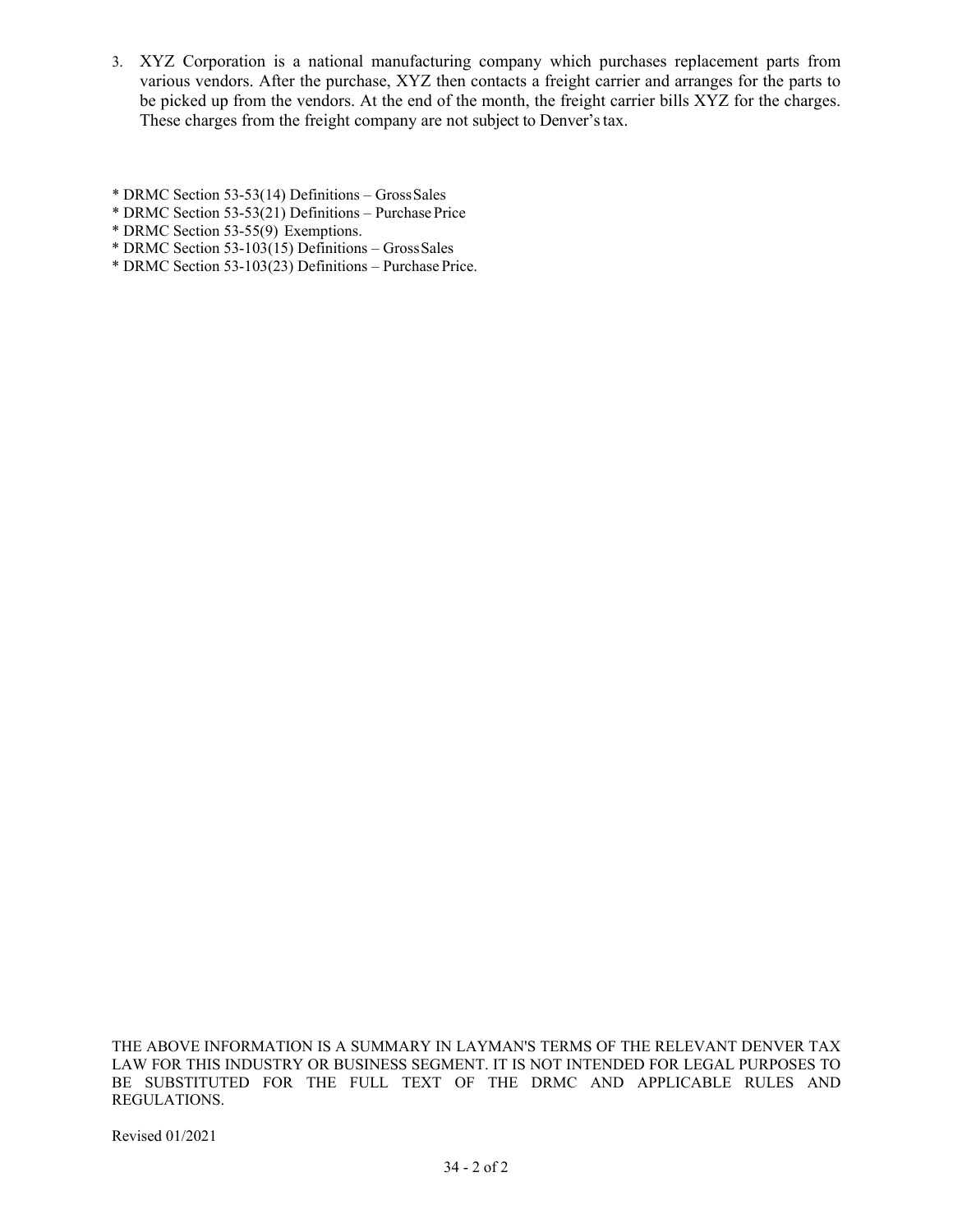3. XYZ Corporation is a national manufacturing company which purchases replacement parts from various vendors. After the purchase, XYZ then contacts a freight carrier and arranges for the parts to be picked up from the vendors. At the end of the month, the freight carrier bills XYZ for the charges. These charges from the freight company are not subject to Denver's tax.

* DRMC Section 53-53(14) Definitions – Gross Sales
* DRMC Section 53-53(21) Definitions – Purchase Price
* DRMC Section 53-55(9) Exemptions.
* DRMC Section 53-103(15) Definitions – Gross Sales
* DRMC Section 53-103(23) Definitions – Purchase Price.

THE ABOVE INFORMATION IS A SUMMARY IN LAYMAN'S TERMS OF THE RELEVANT DENVER TAX LAW FOR THIS INDUSTRY OR BUSINESS SEGMENT. IT IS NOT INTENDED FOR LEGAL PURPOSES TO BE SUBSTITUTED FOR THE FULL TEXT OF THE DRMC AND APPLICABLE RULES AND REGULATIONS.

Revised 01/2021